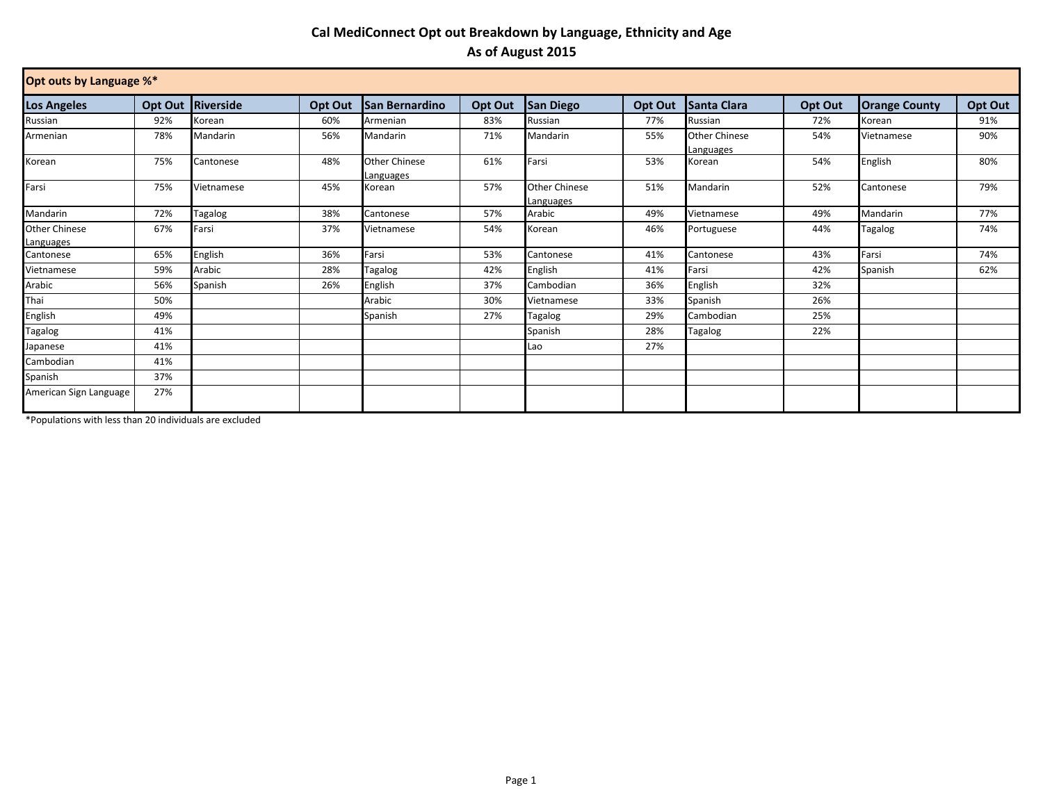# Cal MediConnect Opt out Breakdown by Language, Ethnicity and Age
## As of August 2015

**Opt outs by Language %***

| Los Angeles | Opt Out | Riverside | Opt Out | San Bernardino | Opt Out | San Diego | Opt Out | Santa Clara | Opt Out | Orange County | Opt Out |
|---|---|---|---|---|---|---|---|---|---|---|---|
| Russian | 92% | Korean | 60% | Armenian | 83% | Russian | 77% | Russian | 72% | Korean | 91% |
| Armenian | 78% | Mandarin | 56% | Mandarin | 71% | Mandarin | 55% | Other Chinese Languages | 54% | Vietnamese | 90% |
| Korean | 75% | Cantonese | 48% | Other Chinese Languages | 61% | Farsi | 53% | Korean | 54% | English | 80% |
| Farsi | 75% | Vietnamese | 45% | Korean | 57% | Other Chinese Languages | 51% | Mandarin | 52% | Cantonese | 79% |
| Mandarin | 72% | Tagalog | 38% | Cantonese | 57% | Arabic | 49% | Vietnamese | 49% | Mandarin | 77% |
| Other Chinese Languages | 67% | Farsi | 37% | Vietnamese | 54% | Korean | 46% | Portuguese | 44% | Tagalog | 74% |
| Cantonese | 65% | English | 36% | Farsi | 53% | Cantonese | 41% | Cantonese | 43% | Farsi | 74% |
| Vietnamese | 59% | Arabic | 28% | Tagalog | 42% | English | 41% | Farsi | 42% | Spanish | 62% |
| Arabic | 56% | Spanish | 26% | English | 37% | Cambodian | 36% | English | 32% | | |
| Thai | 50% | | | Arabic | 30% | Vietnamese | 33% | Spanish | 26% | | |
| English | 49% | | | Spanish | 27% | Tagalog | 29% | Cambodian | 25% | | |
| Tagalog | 41% | | | | | Spanish | 28% | Tagalog | 22% | | |
| Japanese | 41% | | | | | Lao | 27% | | | | |
| Cambodian | 41% | | | | | | | | | | |
| Spanish | 37% | | | | | | | | | | |
| American Sign Language | 27% | | | | | | | | | | |

*Populations with less than 20 individuals are excluded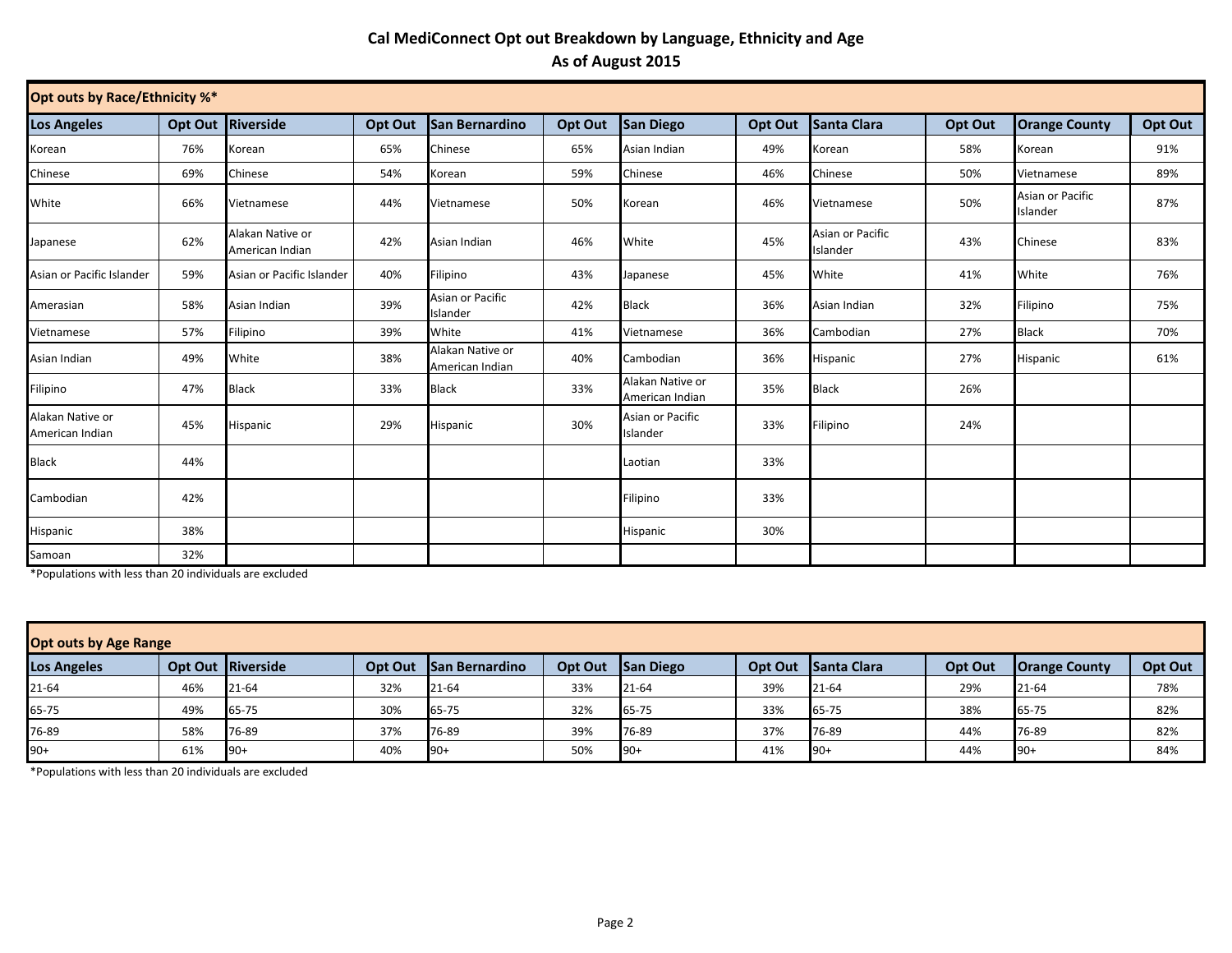# Cal MediConnect Opt out Breakdown by Language, Ethnicity and Age
## As of August 2015

**Opt outs by Race/Ethnicity %***

| Los Angeles | Opt Out | Riverside | Opt Out | San Bernardino | Opt Out | San Diego | Opt Out | Santa Clara | Opt Out | Orange County | Opt Out |
|---|---|---|---|---|---|---|---|---|---|---|---|
| Korean | 76% | Korean | 65% | Chinese | 65% | Asian Indian | 49% | Korean | 58% | Korean | 91% |
| Chinese | 69% | Chinese | 54% | Korean | 59% | Chinese | 46% | Chinese | 50% | Vietnamese | 89% |
| White | 66% | Vietnamese | 44% | Vietnamese | 50% | Korean | 46% | Vietnamese | 50% | Asian or Pacific Islander | 87% |
| Japanese | 62% | Alakan Native or American Indian | 42% | Asian Indian | 46% | White | 45% | Asian or Pacific Islander | 43% | Chinese | 83% |
| Asian or Pacific Islander | 59% | Asian or Pacific Islander | 40% | Filipino | 43% | Japanese | 45% | White | 41% | White | 76% |
| Amerasian | 58% | Asian Indian | 39% | Asian or Pacific Islander | 42% | Black | 36% | Asian Indian | 32% | Filipino | 75% |
| Vietnamese | 57% | Filipino | 39% | White | 41% | Vietnamese | 36% | Cambodian | 27% | Black | 70% |
| Asian Indian | 49% | White | 38% | Alakan Native or American Indian | 40% | Cambodian | 36% | Hispanic | 27% | Hispanic | 61% |
| Filipino | 47% | Black | 33% | Black | 33% | Alakan Native or American Indian | 35% | Black | 26% | | |
| Alakan Native or American Indian | 45% | Hispanic | 29% | Hispanic | 30% | Asian or Pacific Islander | 33% | Filipino | 24% | | |
| Black | 44% | | | | | Laotian | 33% | | | | |
| Cambodian | 42% | | | | | Filipino | 33% | | | | |
| Hispanic | 38% | | | | | Hispanic | 30% | | | | |
| Samoan | 32% | | | | | | | | | | |

*Populations with less than 20 individuals are excluded

**Opt outs by Age Range**

| Los Angeles | Opt Out | Riverside | Opt Out | San Bernardino | Opt Out | San Diego | Opt Out | Santa Clara | Opt Out | Orange County | Opt Out |
|---|---|---|---|---|---|---|---|---|---|---|---|
| 21-64 | 46% | 21-64 | 32% | 21-64 | 33% | 21-64 | 39% | 21-64 | 29% | 21-64 | 78% |
| 65-75 | 49% | 65-75 | 30% | 65-75 | 32% | 65-75 | 33% | 65-75 | 38% | 65-75 | 82% |
| 76-89 | 58% | 76-89 | 37% | 76-89 | 39% | 76-89 | 37% | 76-89 | 44% | 76-89 | 82% |
| 90+ | 61% | 90+ | 40% | 90+ | 50% | 90+ | 41% | 90+ | 44% | 90+ | 84% |

*Populations with less than 20 individuals are excluded